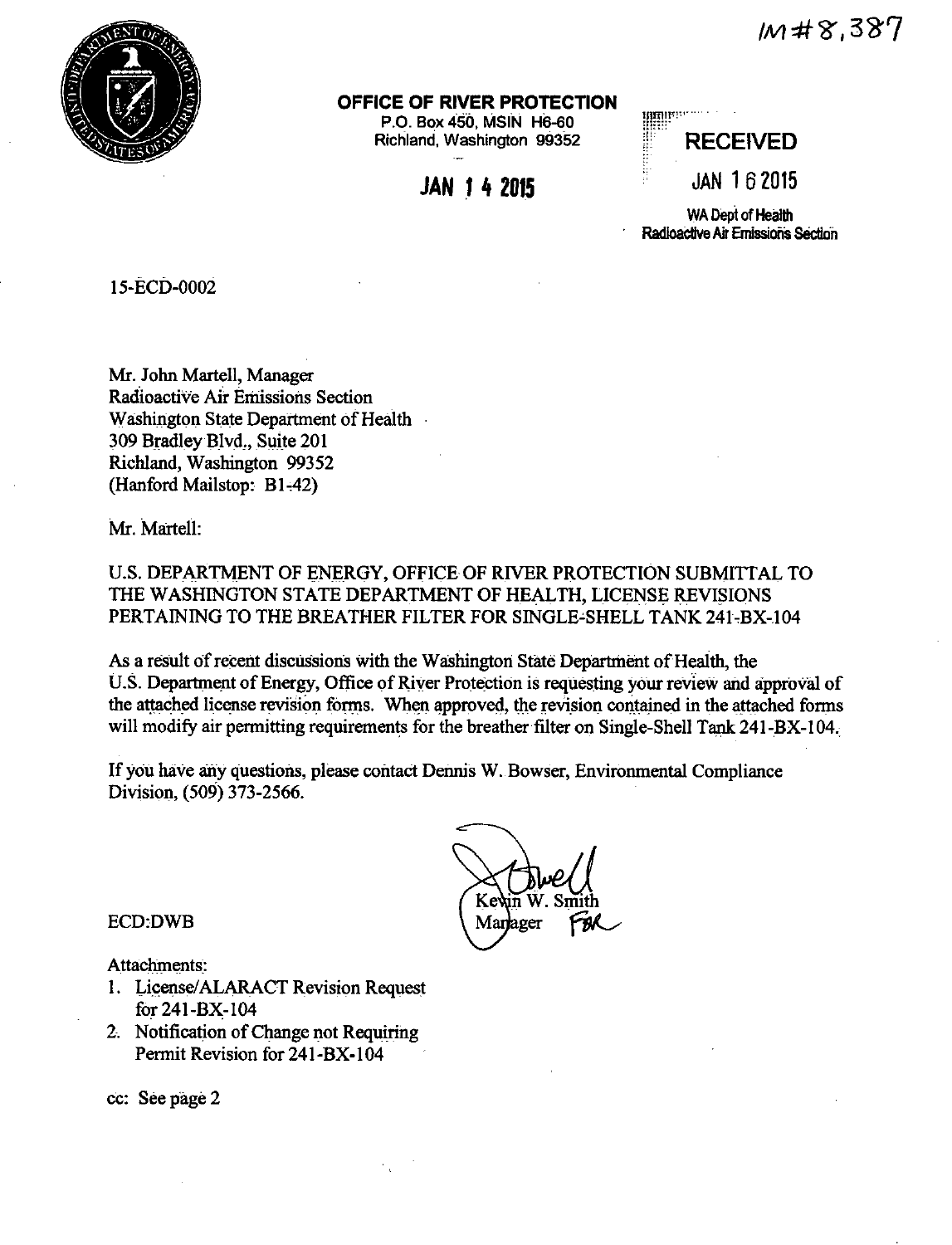IM#8,387

**OFFICE OF RIVER PROTECTION**
P.O. Box 450, MSIN H6-60
Richland, Washington 99352

**JAN 14 2015**

**RECEIVED**
JAN 16 2015
WA Dept of Health
Radioactive Air Emissions Section

15-ECD-0002

Mr. John Martell, Manager
Radioactive Air Emissions Section
Washington State Department of Health
309 Bradley Blvd., Suite 201
Richland, Washington 99352
(Hanford Mailstop: B1-42)

Mr. Martell:

U.S. DEPARTMENT OF ENERGY, OFFICE OF RIVER PROTECTION SUBMITTAL TO THE WASHINGTON STATE DEPARTMENT OF HEALTH, LICENSE REVISIONS PERTAINING TO THE BREATHER FILTER FOR SINGLE-SHELL TANK 241-BX-104

As a result of recent discussions with the Washington State Department of Health, the U.S. Department of Energy, Office of River Protection is requesting your review and approval of the attached license revision forms. When approved, the revision contained in the attached forms will modify air permitting requirements for the breather filter on Single-Shell Tank 241-BX-104.

If you have any questions, please contact Dennis W. Bowser, Environmental Compliance Division, (509) 373-2566.

Kevin W. Smith
Manager FOR

ECD:DWB

Attachments:

1. License/ALARACT Revision Request for 241-BX-104
2. Notification of Change not Requiring Permit Revision for 241-BX-104

cc: See page 2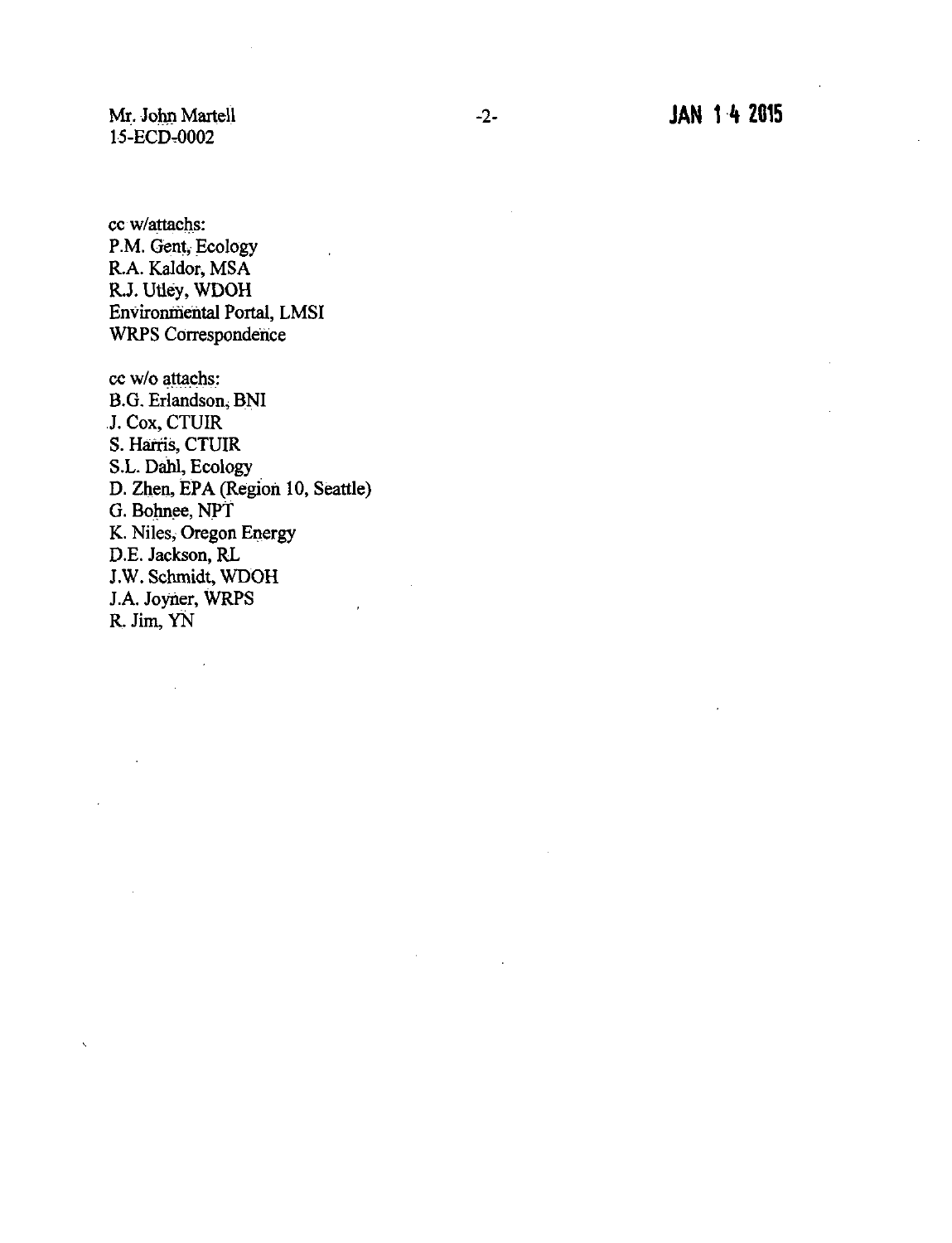cc w/attachs:
P.M. Gent, Ecology
R.A. Kaldor, MSA
R.J. Utley, WDOH
Environmental Portal, LMSI
WRPS Correspondence

cc w/o attachs:
B.G. Erlandson, BNI
J. Cox, CTUIR
S. Harris, CTUIR
S.L. Dahl, Ecology
D. Zhen, EPA (Region 10, Seattle)
G. Bohnee, NPT
K. Niles, Oregon Energy
D.E. Jackson, RL
J.W. Schmidt, WDOH
J.A. Joyner, WRPS
R. Jim, YN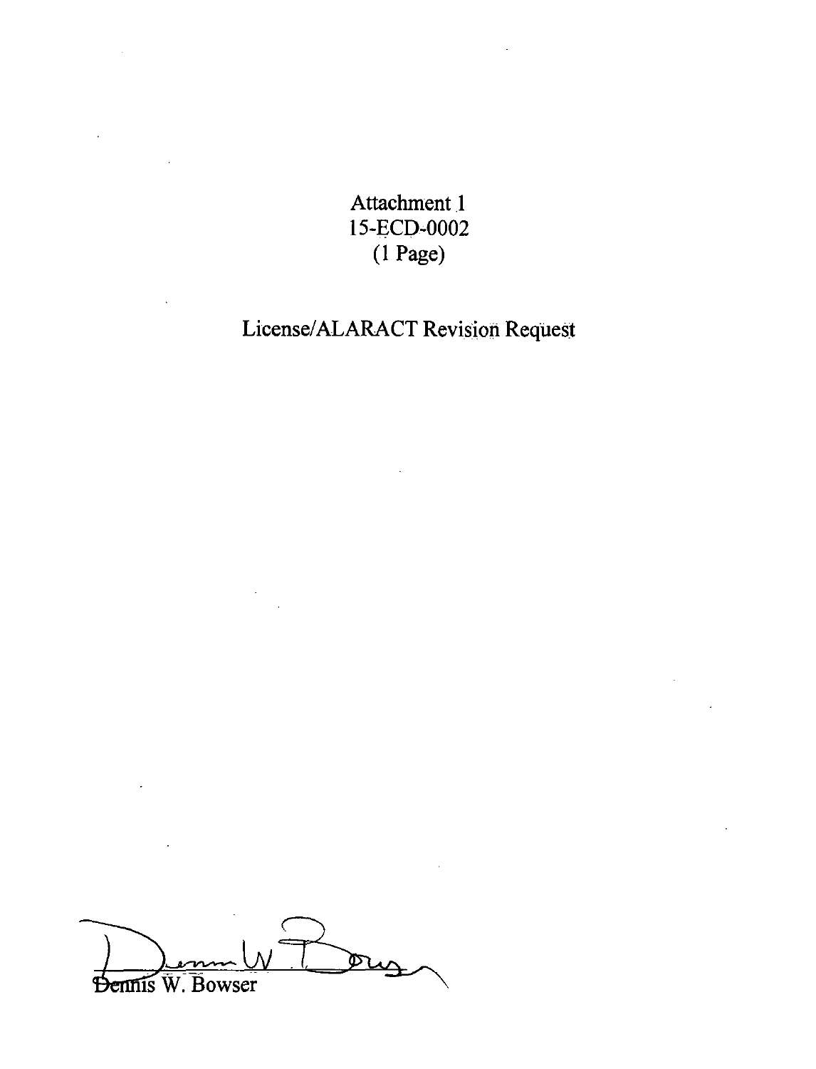Attachment 1
15-ECD-0002
(1 Page)

License/ALARACT Revision Request

Dennis W. Bowser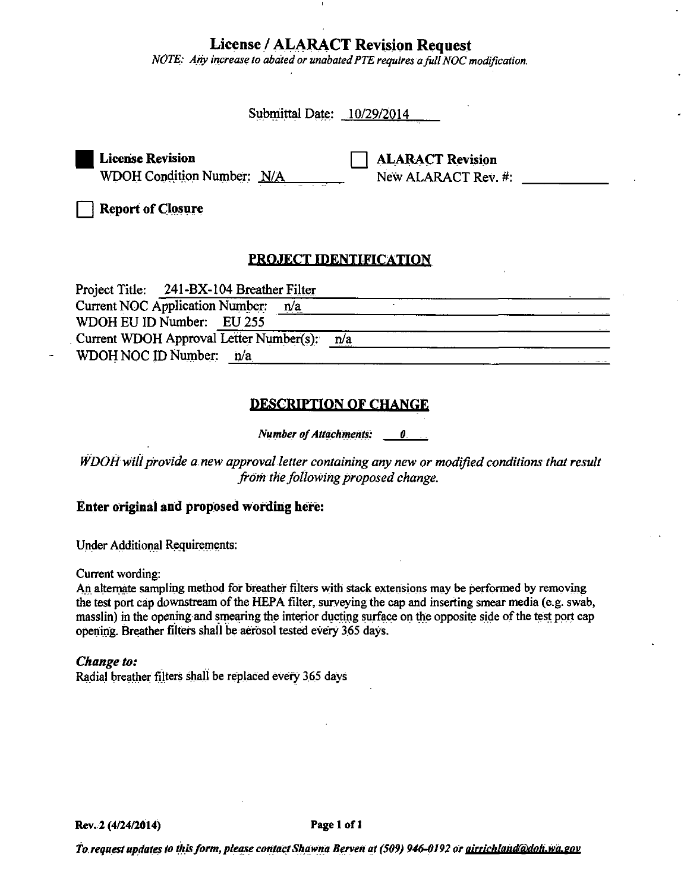# License / ALARACT Revision Request

*NOTE: Any increase to abated or unabated PTE requires a full NOC modification.*

Submittal Date: 10/29/2014

■ **License Revision**
WDOH Condition Number: N/A

☐ **ALARACT Revision**
New ALARACT Rev. #:

☐ **Report of Closure**

## PROJECT IDENTIFICATION

Project Title: 241-BX-104 Breather Filter
Current NOC Application Number: n/a
WDOH EU ID Number: EU 255
Current WDOH Approval Letter Number(s): n/a
WDOH NOC ID Number: n/a

## DESCRIPTION OF CHANGE

***Number of Attachments:*** *0*

*WDOH will provide a new approval letter containing any new or modified conditions that result from the following proposed change.*

### Enter original and proposed wording here:

Under Additional Requirements:

Current wording:
An alternate sampling method for breather filters with stack extensions may be performed by removing the test port cap downstream of the HEPA filter, surveying the cap and inserting smear media (e.g. swab, masslin) in the opening and smearing the interior ducting surface on the opposite side of the test port cap opening. Breather filters shall be aerosol tested every 365 days.

***Change to:***
Radial breather filters shall be replaced every 365 days

Rev. 2 (4/24/2014)

*To request updates to this form, please contact Shawna Berven at (509) 946-0192 or airrichland@doh.wa.gov*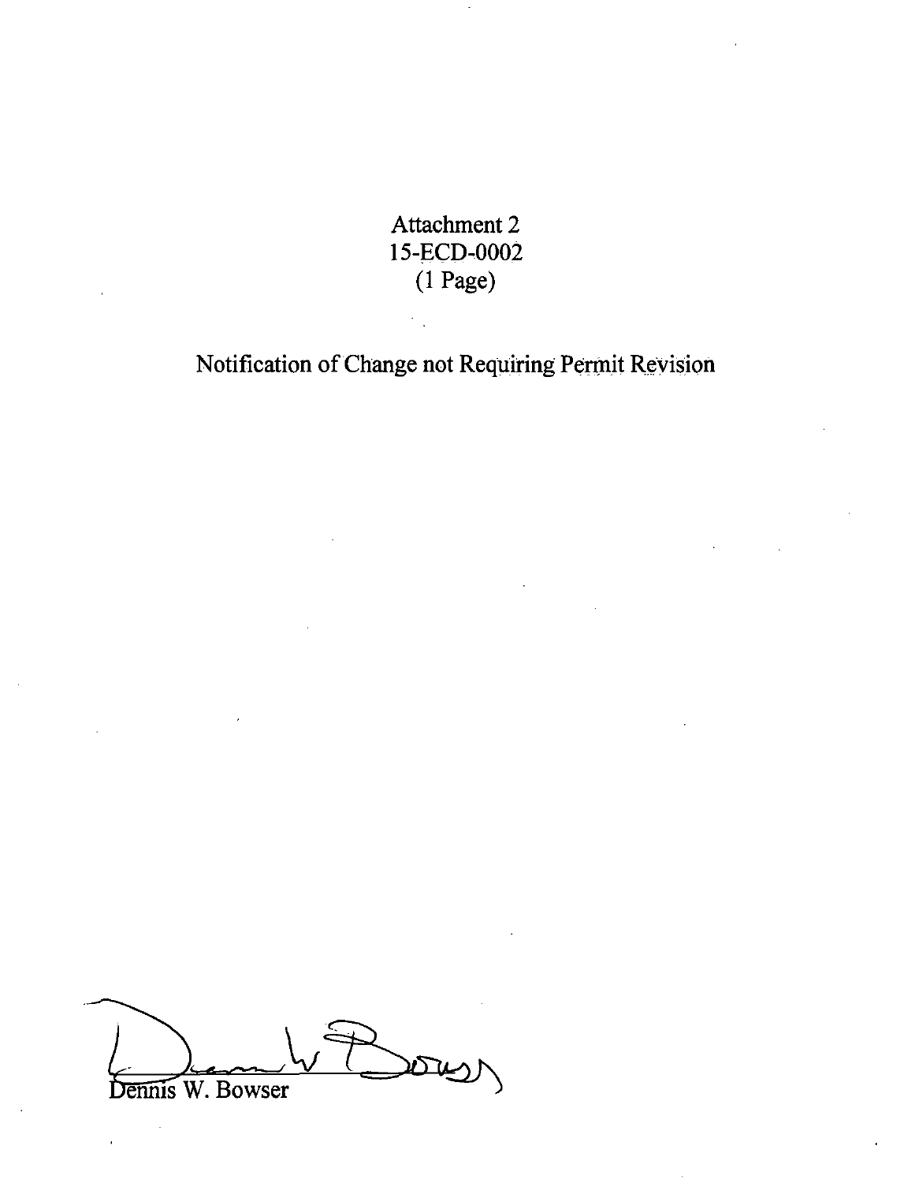Attachment 2
15-ECD-0002
(1 Page)

Notification of Change not Requiring Permit Revision

Dennis W. Bowser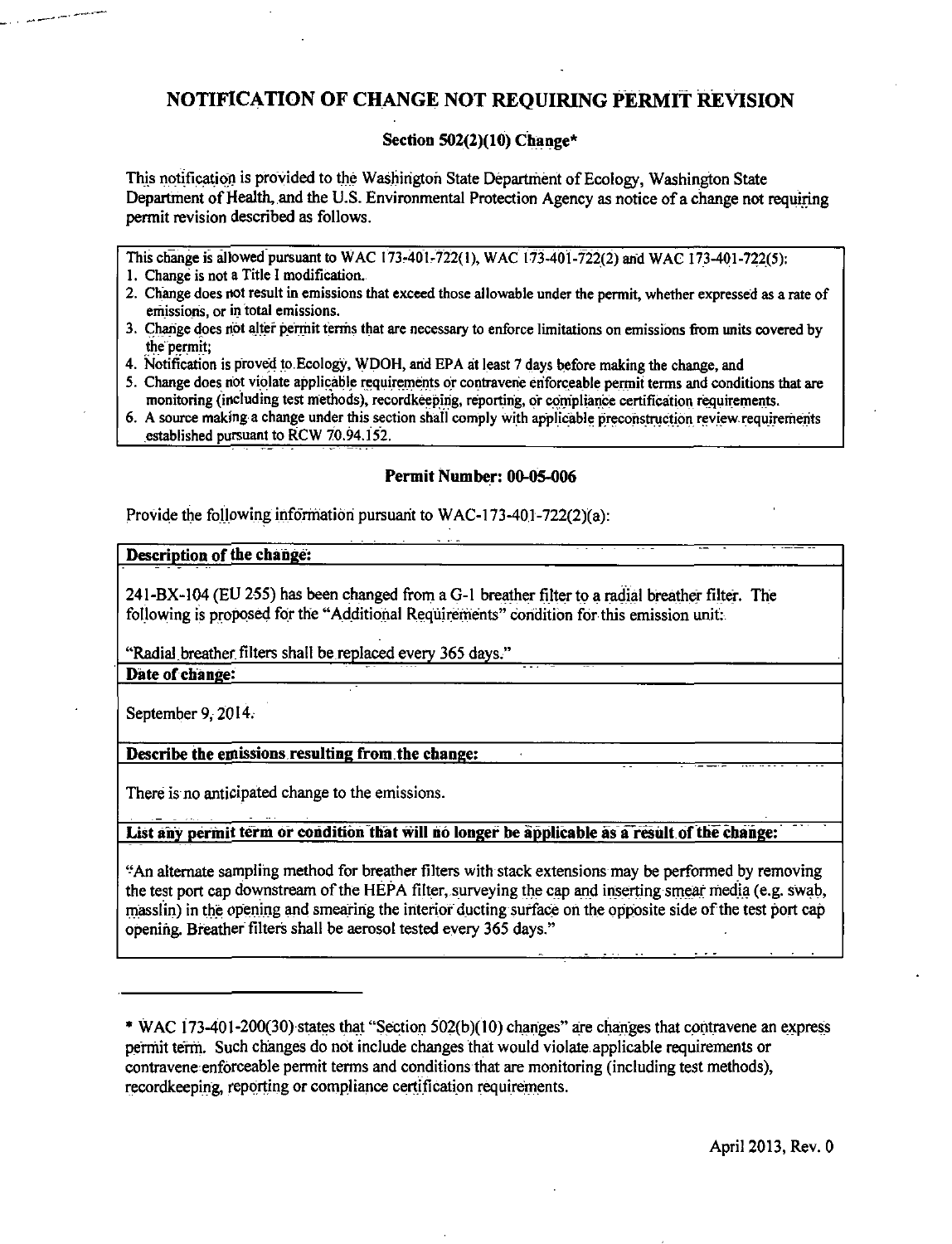# NOTIFICATION OF CHANGE NOT REQUIRING PERMIT REVISION

**Section 502(2)(10) Change***

This notification is provided to the Washington State Department of Ecology, Washington State Department of Health, and the U.S. Environmental Protection Agency as notice of a change not requiring permit revision described as follows.

This change is allowed pursuant to WAC 173-401-722(1), WAC 173-401-722(2) and WAC 173-401-722(5):

1. Change is not a Title I modification.
2. Change does not result in emissions that exceed those allowable under the permit, whether expressed as a rate of emissions, or in total emissions.
3. Change does not alter permit terms that are necessary to enforce limitations on emissions from units covered by the permit;
4. Notification is proved to Ecology, WDOH, and EPA at least 7 days before making the change, and
5. Change does not violate applicable requirements or contravene enforceable permit terms and conditions that are monitoring (including test methods), recordkeeping, reporting, or compliance certification requirements.
6. A source making a change under this section shall comply with applicable preconstruction review requirements established pursuant to RCW 70.94.152.

**Permit Number: 00-05-006**

Provide the following information pursuant to WAC-173-401-722(2)(a):

**Description of the change:**

241-BX-104 (EU 255) has been changed from a G-1 breather filter to a radial breather filter. The following is proposed for the "Additional Requirements" condition for this emission unit:

"Radial breather filters shall be replaced every 365 days."

**Date of change:**

September 9, 2014.

**Describe the emissions resulting from the change:**

There is no anticipated change to the emissions.

**List any permit term or condition that will no longer be applicable as a result of the change:**

"An alternate sampling method for breather filters with stack extensions may be performed by removing the test port cap downstream of the HEPA filter, surveying the cap and inserting smear media (e.g. swab, masslin) in the opening and smearing the interior ducting surface on the opposite side of the test port cap opening. Breather filters shall be aerosol tested every 365 days."

---

* WAC 173-401-200(30) states that "Section 502(b)(10) changes" are changes that contravene an express permit term. Such changes do not include changes that would violate applicable requirements or contravene enforceable permit terms and conditions that are monitoring (including test methods), recordkeeping, reporting or compliance certification requirements.

April 2013, Rev. 0